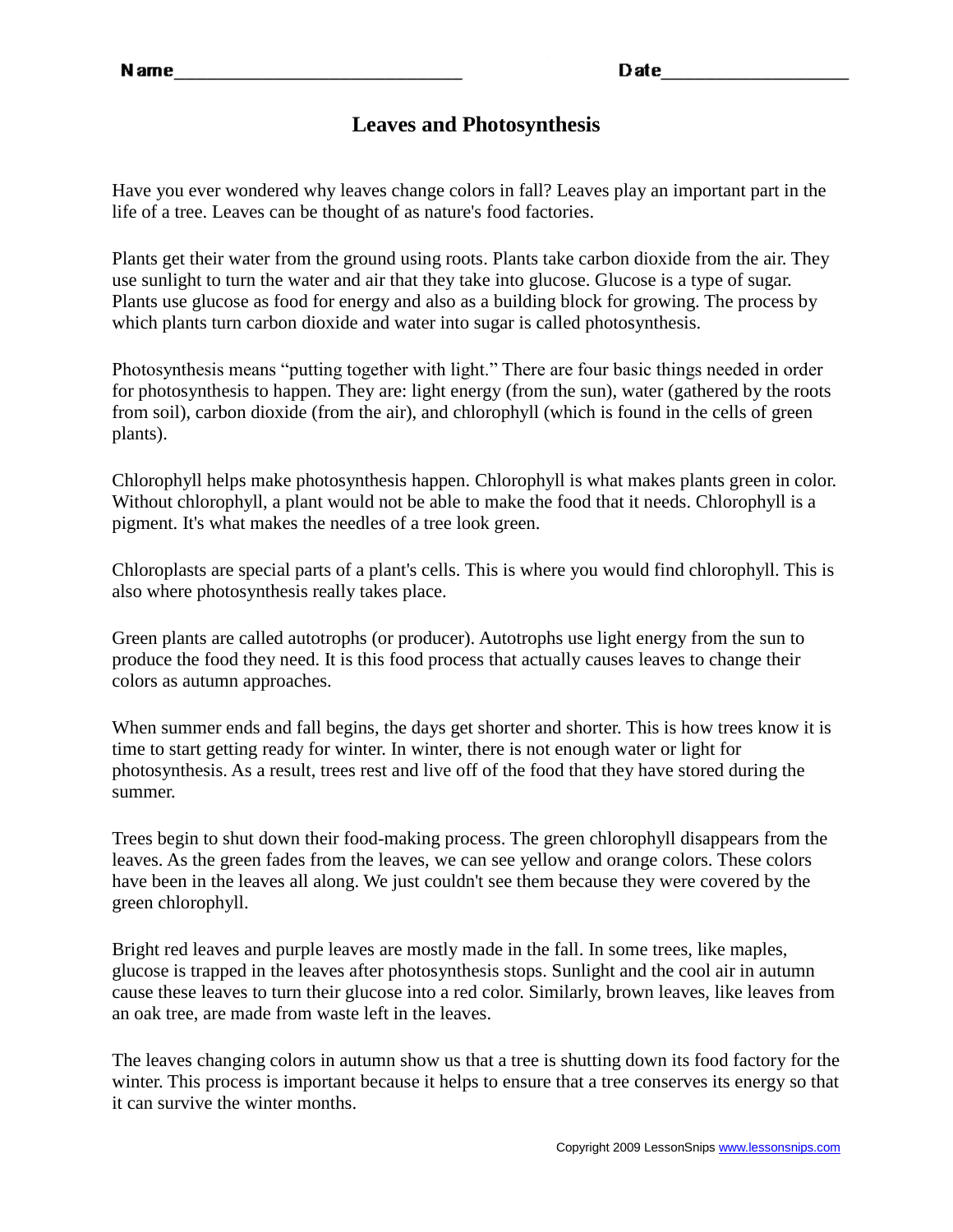Name____________________________ Date__________________

# Leaves and Photosynthesis

Have you ever wondered why leaves change colors in fall? Leaves play an important part in the life of a tree. Leaves can be thought of as nature's food factories.

Plants get their water from the ground using roots. Plants take carbon dioxide from the air. They use sunlight to turn the water and air that they take into glucose. Glucose is a type of sugar. Plants use glucose as food for energy and also as a building block for growing. The process by which plants turn carbon dioxide and water into sugar is called photosynthesis.

Photosynthesis means "putting together with light." There are four basic things needed in order for photosynthesis to happen. They are: light energy (from the sun), water (gathered by the roots from soil), carbon dioxide (from the air), and chlorophyll (which is found in the cells of green plants).

Chlorophyll helps make photosynthesis happen. Chlorophyll is what makes plants green in color. Without chlorophyll, a plant would not be able to make the food that it needs. Chlorophyll is a pigment. It's what makes the needles of a tree look green.

Chloroplasts are special parts of a plant's cells. This is where you would find chlorophyll. This is also where photosynthesis really takes place.

Green plants are called autotrophs (or producer). Autotrophs use light energy from the sun to produce the food they need. It is this food process that actually causes leaves to change their colors as autumn approaches.

When summer ends and fall begins, the days get shorter and shorter. This is how trees know it is time to start getting ready for winter. In winter, there is not enough water or light for photosynthesis. As a result, trees rest and live off of the food that they have stored during the summer.

Trees begin to shut down their food-making process. The green chlorophyll disappears from the leaves. As the green fades from the leaves, we can see yellow and orange colors. These colors have been in the leaves all along. We just couldn't see them because they were covered by the green chlorophyll.

Bright red leaves and purple leaves are mostly made in the fall. In some trees, like maples, glucose is trapped in the leaves after photosynthesis stops. Sunlight and the cool air in autumn cause these leaves to turn their glucose into a red color. Similarly, brown leaves, like leaves from an oak tree, are made from waste left in the leaves.

The leaves changing colors in autumn show us that a tree is shutting down its food factory for the winter. This process is important because it helps to ensure that a tree conserves its energy so that it can survive the winter months.

Copyright 2009 LessonSnips www.lessonsnips.com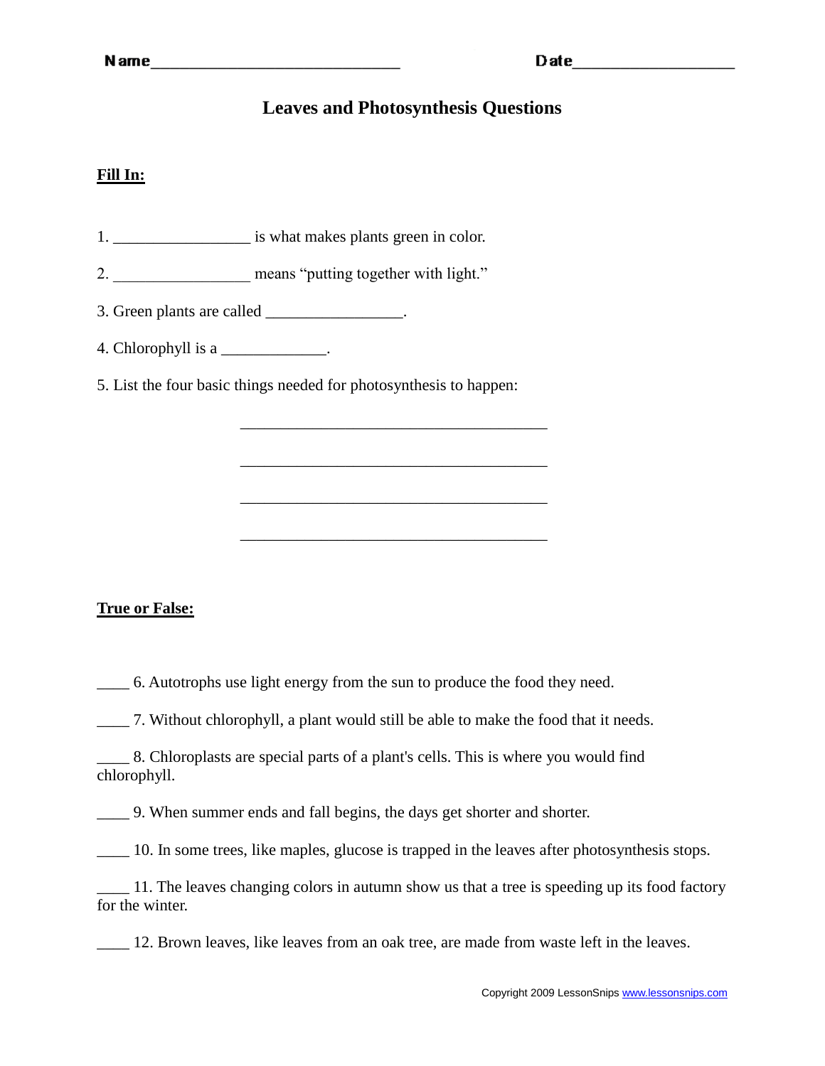Name______________________________ Date___________________

# Leaves and Photosynthesis Questions

**Fill In:**

1. _________________ is what makes plants green in color.

2. _________________ means “putting together with light.”

3. Green plants are called _________________.

4. Chlorophyll is a _____________.

5. List the four basic things needed for photosynthesis to happen:

_______________________________________

_______________________________________

_______________________________________

_______________________________________

**True or False:**

____ 6. Autotrophs use light energy from the sun to produce the food they need.

____ 7. Without chlorophyll, a plant would still be able to make the food that it needs.

____ 8. Chloroplasts are special parts of a plant's cells. This is where you would find chlorophyll.

____ 9. When summer ends and fall begins, the days get shorter and shorter.

____ 10. In some trees, like maples, glucose is trapped in the leaves after photosynthesis stops.

____ 11. The leaves changing colors in autumn show us that a tree is speeding up its food factory for the winter.

____ 12. Brown leaves, like leaves from an oak tree, are made from waste left in the leaves.

Copyright 2009 LessonSnips www.lessonsnips.com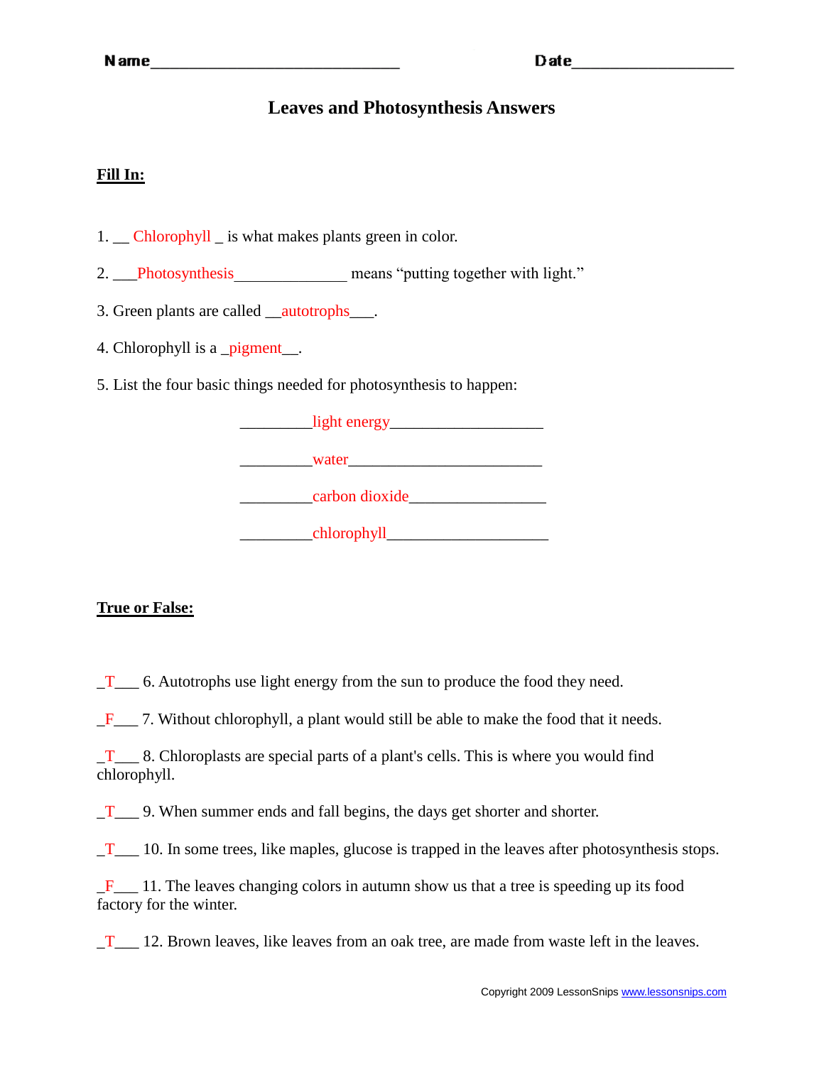Name______________________________ Date___________________

# Leaves and Photosynthesis Answers

**Fill In:**

1. __ Chlorophyll _ is what makes plants green in color.

2. ___Photosynthesis______________ means "putting together with light."

3. Green plants are called __autotrophs___.

4. Chlorophyll is a _pigment__.

5. List the four basic things needed for photosynthesis to happen:

_________light energy___________________

_________water________________________

_________carbon dioxide_________________

_________chlorophyll____________________

**True or False:**

_T___ 6. Autotrophs use light energy from the sun to produce the food they need.

_F___ 7. Without chlorophyll, a plant would still be able to make the food that it needs.

_T___ 8. Chloroplasts are special parts of a plant's cells. This is where you would find chlorophyll.

_T___ 9. When summer ends and fall begins, the days get shorter and shorter.

_T___ 10. In some trees, like maples, glucose is trapped in the leaves after photosynthesis stops.

_F___ 11. The leaves changing colors in autumn show us that a tree is speeding up its food factory for the winter.

_T___ 12. Brown leaves, like leaves from an oak tree, are made from waste left in the leaves.

Copyright 2009 LessonSnips www.lessonsnips.com